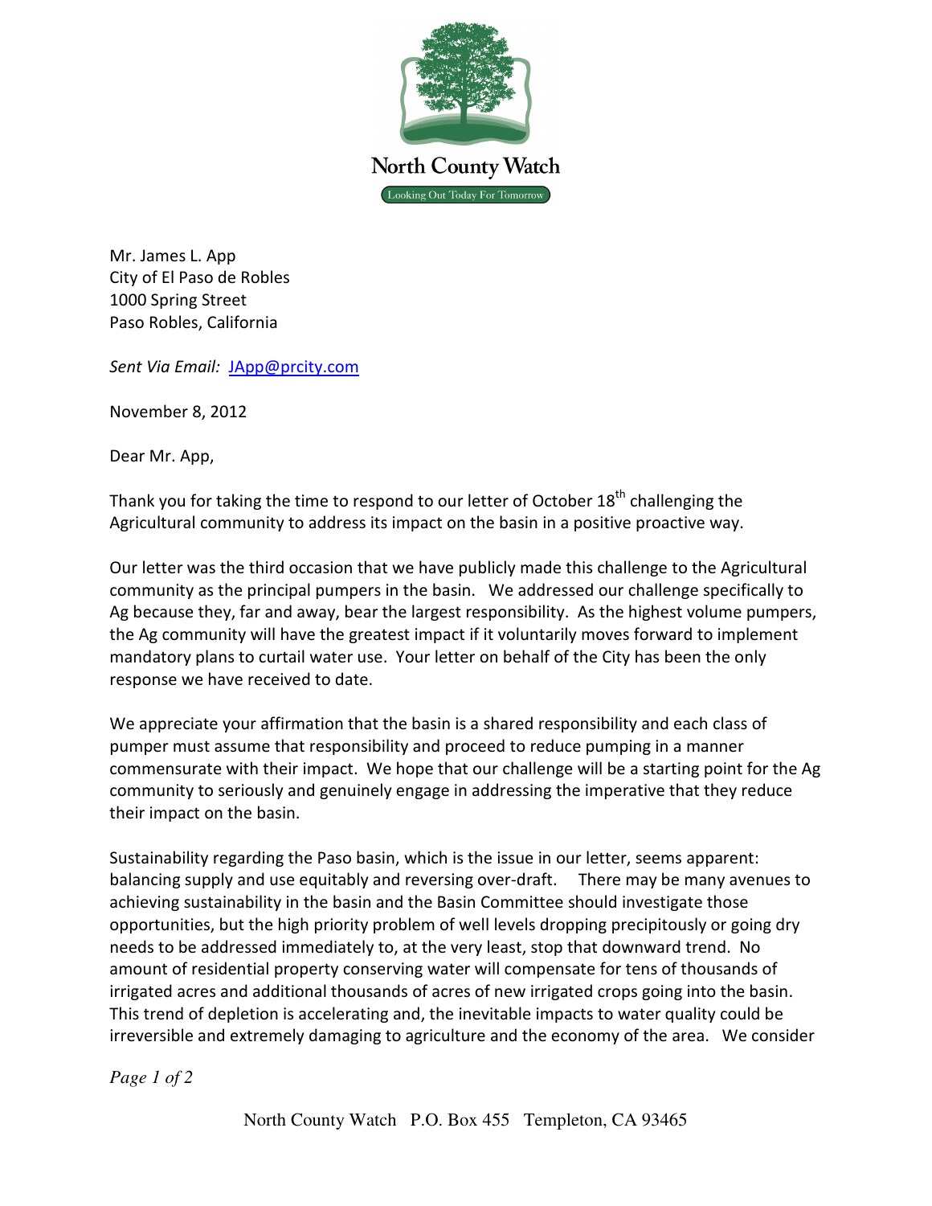North County Watch

Looking Out Today For Tomorrow

Mr. James L. App
City of El Paso de Robles
1000 Spring Street
Paso Robles, California

*Sent Via Email:* JApp@prcity.com

November 8, 2012

Dear Mr. App,

Thank you for taking the time to respond to our letter of October 18th challenging the Agricultural community to address its impact on the basin in a positive proactive way.

Our letter was the third occasion that we have publicly made this challenge to the Agricultural community as the principal pumpers in the basin. We addressed our challenge specifically to Ag because they, far and away, bear the largest responsibility. As the highest volume pumpers, the Ag community will have the greatest impact if it voluntarily moves forward to implement mandatory plans to curtail water use. Your letter on behalf of the City has been the only response we have received to date.

We appreciate your affirmation that the basin is a shared responsibility and each class of pumper must assume that responsibility and proceed to reduce pumping in a manner commensurate with their impact. We hope that our challenge will be a starting point for the Ag community to seriously and genuinely engage in addressing the imperative that they reduce their impact on the basin.

Sustainability regarding the Paso basin, which is the issue in our letter, seems apparent: balancing supply and use equitably and reversing over-draft. There may be many avenues to achieving sustainability in the basin and the Basin Committee should investigate those opportunities, but the high priority problem of well levels dropping precipitously or going dry needs to be addressed immediately to, at the very least, stop that downward trend. No amount of residential property conserving water will compensate for tens of thousands of irrigated acres and additional thousands of acres of new irrigated crops going into the basin. This trend of depletion is accelerating and, the inevitable impacts to water quality could be irreversible and extremely damaging to agriculture and the economy of the area. We consider

North County Watch P.O. Box 455 Templeton, CA 93465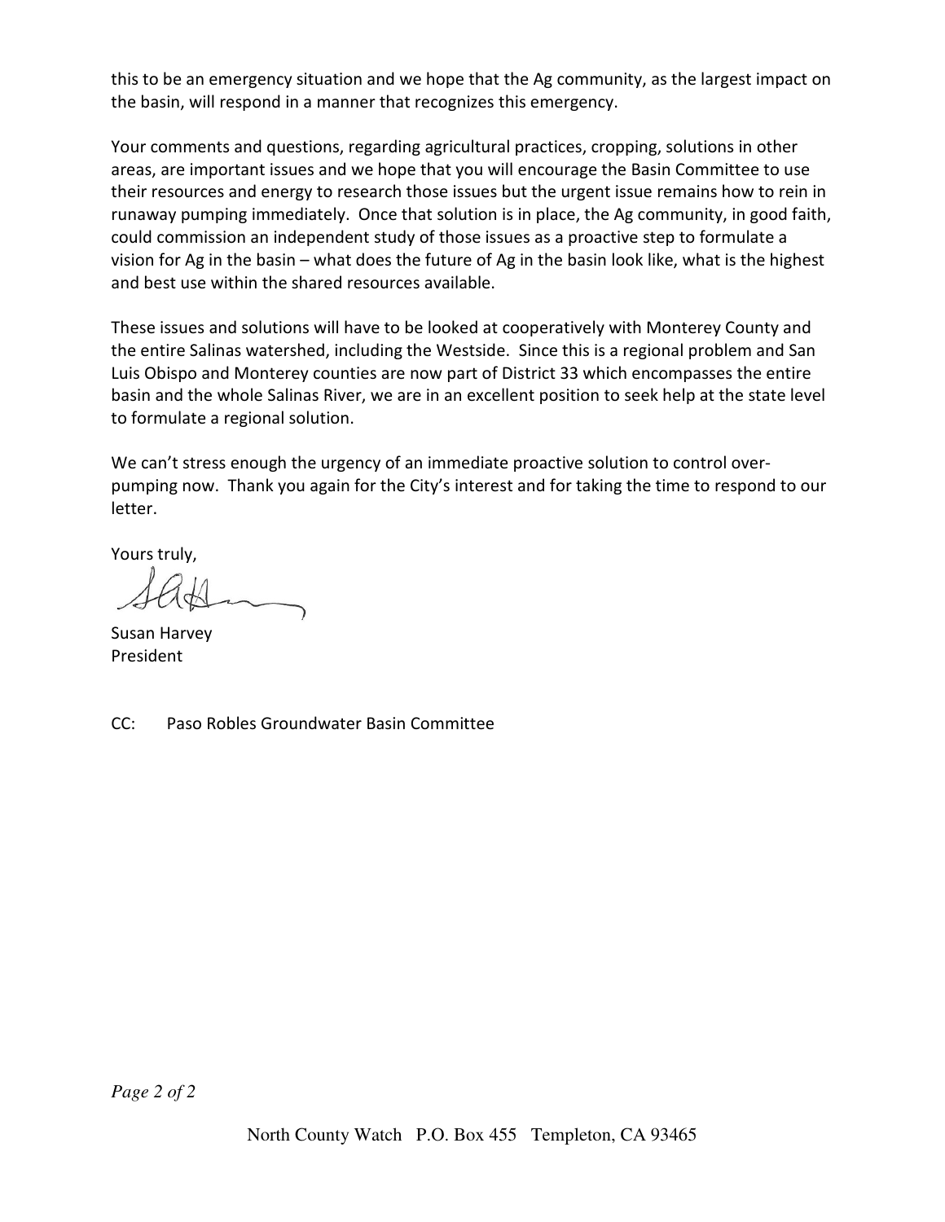this to be an emergency situation and we hope that the Ag community, as the largest impact on the basin, will respond in a manner that recognizes this emergency.

Your comments and questions, regarding agricultural practices, cropping, solutions in other areas, are important issues and we hope that you will encourage the Basin Committee to use their resources and energy to research those issues but the urgent issue remains how to rein in runaway pumping immediately. Once that solution is in place, the Ag community, in good faith, could commission an independent study of those issues as a proactive step to formulate a vision for Ag in the basin – what does the future of Ag in the basin look like, what is the highest and best use within the shared resources available.

These issues and solutions will have to be looked at cooperatively with Monterey County and the entire Salinas watershed, including the Westside. Since this is a regional problem and San Luis Obispo and Monterey counties are now part of District 33 which encompasses the entire basin and the whole Salinas River, we are in an excellent position to seek help at the state level to formulate a regional solution.

We can't stress enough the urgency of an immediate proactive solution to control over-pumping now. Thank you again for the City's interest and for taking the time to respond to our letter.

Yours truly,

Susan Harvey
President

CC: Paso Robles Groundwater Basin Committee

North County Watch P.O. Box 455 Templeton, CA 93465